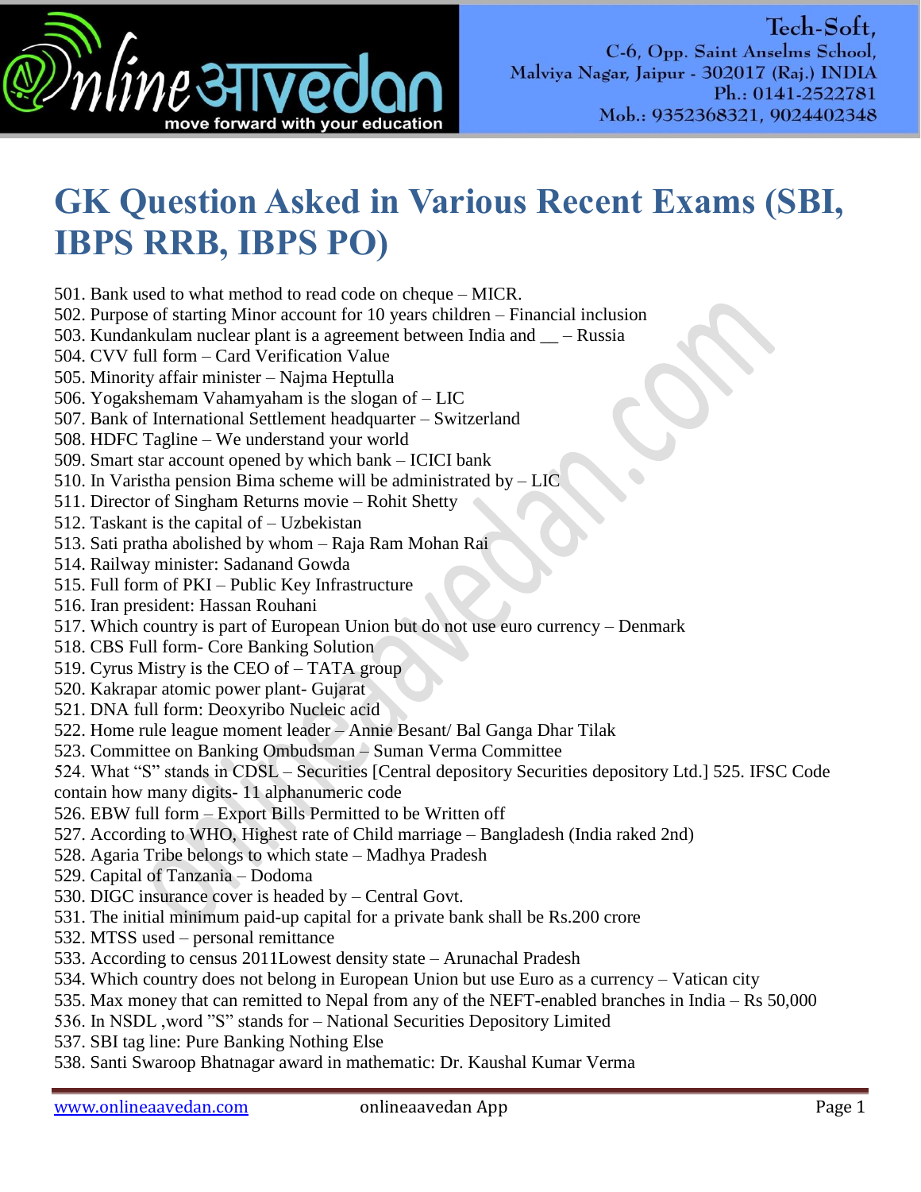# GK Question Asked in Various Recent Exams (SBI, IBPS RRB, IBPS PO)

501. Bank used to what method to read code on cheque – MICR.
502. Purpose of starting Minor account for 10 years children – Financial inclusion
503. Kundankulam nuclear plant is a agreement between India and __ – Russia
504. CVV full form – Card Verification Value
505. Minority affair minister – Najma Heptulla
506. Yogakshemam Vahamyaham is the slogan of – LIC
507. Bank of International Settlement headquarter – Switzerland
508. HDFC Tagline – We understand your world
509. Smart star account opened by which bank – ICICI bank
510. In Varistha pension Bima scheme will be administrated by – LIC
511. Director of Singham Returns movie – Rohit Shetty
512. Taskant is the capital of – Uzbekistan
513. Sati pratha abolished by whom – Raja Ram Mohan Rai
514. Railway minister: Sadanand Gowda
515. Full form of PKI – Public Key Infrastructure
516. Iran president: Hassan Rouhani
517. Which country is part of European Union but do not use euro currency – Denmark
518. CBS Full form- Core Banking Solution
519. Cyrus Mistry is the CEO of – TATA group
520. Kakrapar atomic power plant- Gujarat
521. DNA full form: Deoxyribo Nucleic acid
522. Home rule league moment leader – Annie Besant/ Bal Ganga Dhar Tilak
523. Committee on Banking Ombudsman – Suman Verma Committee
524. What "S" stands in CDSL – Securities [Central depository Securities depository Ltd.] 525. IFSC Code contain how many digits- 11 alphanumeric code
526. EBW full form – Export Bills Permitted to be Written off
527. According to WHO, Highest rate of Child marriage – Bangladesh (India raked 2nd)
528. Agaria Tribe belongs to which state – Madhya Pradesh
529. Capital of Tanzania – Dodoma
530. DIGC insurance cover is headed by – Central Govt.
531. The initial minimum paid-up capital for a private bank shall be Rs.200 crore
532. MTSS used – personal remittance
533. According to census 2011Lowest density state – Arunachal Pradesh
534. Which country does not belong in European Union but use Euro as a currency – Vatican city
535. Max money that can remitted to Nepal from any of the NEFT-enabled branches in India – Rs 50,000
536. In NSDL ,word "S" stands for – National Securities Depository Limited
537. SBI tag line: Pure Banking Nothing Else
538. Santi Swaroop Bhatnagar award in mathematic: Dr. Kaushal Kumar Verma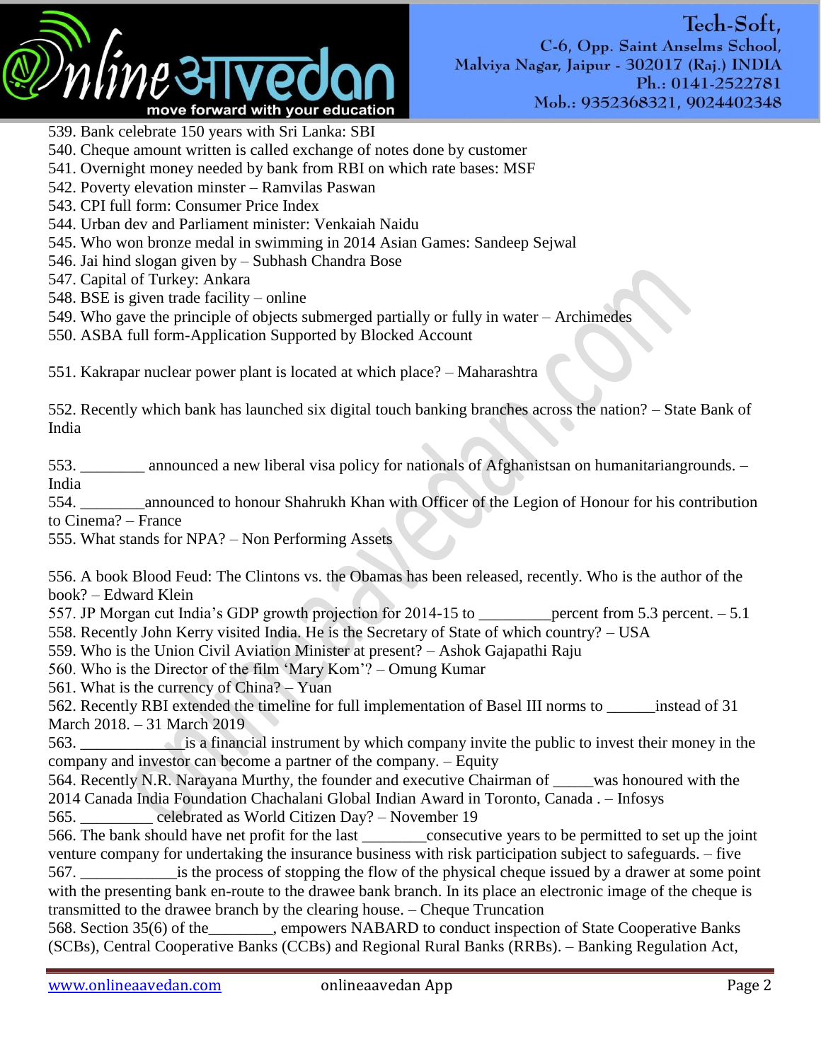539. Bank celebrate 150 years with Sri Lanka: SBI
540. Cheque amount written is called exchange of notes done by customer
541. Overnight money needed by bank from RBI on which rate bases: MSF
542. Poverty elevation minster – Ramvilas Paswan
543. CPI full form: Consumer Price Index
544. Urban dev and Parliament minister: Venkaiah Naidu
545. Who won bronze medal in swimming in 2014 Asian Games: Sandeep Sejwal
546. Jai hind slogan given by – Subhash Chandra Bose
547. Capital of Turkey: Ankara
548. BSE is given trade facility – online
549. Who gave the principle of objects submerged partially or fully in water – Archimedes
550. ASBA full form-Application Supported by Blocked Account

551. Kakrapar nuclear power plant is located at which place? – Maharashtra

552. Recently which bank has launched six digital touch banking branches across the nation? – State Bank of India

553. ________ announced a new liberal visa policy for nationals of Afghanistsan on humanitariangrounds. – India
554. ________announced to honour Shahrukh Khan with Officer of the Legion of Honour for his contribution to Cinema? – France
555. What stands for NPA? – Non Performing Assets

556. A book Blood Feud: The Clintons vs. the Obamas has been released, recently. Who is the author of the book? – Edward Klein
557. JP Morgan cut India's GDP growth projection for 2014-15 to _________percent from 5.3 percent. – 5.1
558. Recently John Kerry visited India. He is the Secretary of State of which country? – USA
559. Who is the Union Civil Aviation Minister at present? – Ashok Gajapathi Raju
560. Who is the Director of the film 'Mary Kom'? – Omung Kumar
561. What is the currency of China? – Yuan
562. Recently RBI extended the timeline for full implementation of Basel III norms to ______instead of 31 March 2018. – 31 March 2019
563. _____________is a financial instrument by which company invite the public to invest their money in the company and investor can become a partner of the company. – Equity
564. Recently N.R. Narayana Murthy, the founder and executive Chairman of _____was honoured with the 2014 Canada India Foundation Chachalani Global Indian Award in Toronto, Canada . – Infosys
565. _________ celebrated as World Citizen Day? – November 19
566. The bank should have net profit for the last ________consecutive years to be permitted to set up the joint venture company for undertaking the insurance business with risk participation subject to safeguards. – five
567. ____________is the process of stopping the flow of the physical cheque issued by a drawer at some point with the presenting bank en-route to the drawee bank branch. In its place an electronic image of the cheque is transmitted to the drawee branch by the clearing house. – Cheque Truncation
568. Section 35(6) of the________, empowers NABARD to conduct inspection of State Cooperative Banks (SCBs), Central Cooperative Banks (CCBs) and Regional Rural Banks (RRBs). – Banking Regulation Act,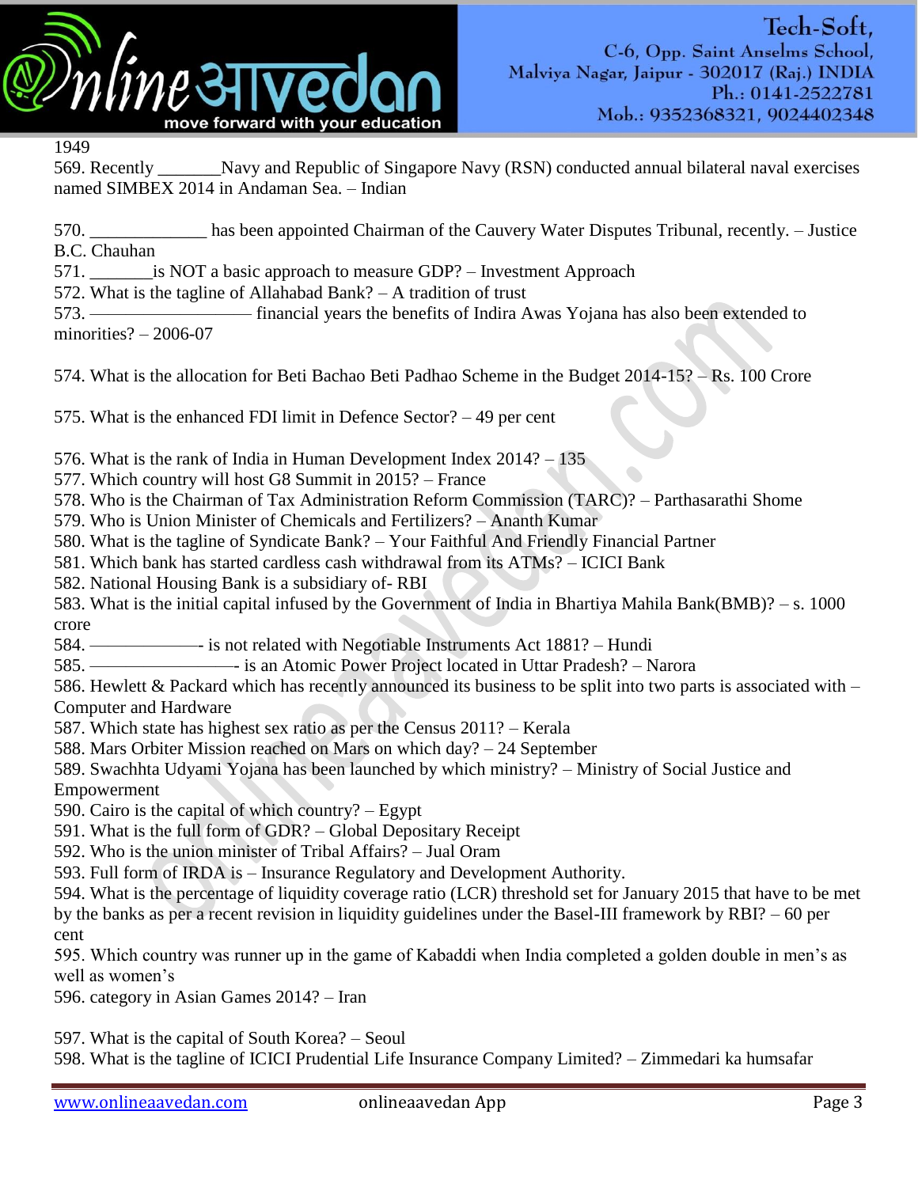1949

569. Recently _______Navy and Republic of Singapore Navy (RSN) conducted annual bilateral naval exercises named SIMBEX 2014 in Andaman Sea. – Indian

570. _____________ has been appointed Chairman of the Cauvery Water Disputes Tribunal, recently. – Justice B.C. Chauhan

571. _______is NOT a basic approach to measure GDP? – Investment Approach

572. What is the tagline of Allahabad Bank? – A tradition of trust

573. —————————— financial years the benefits of Indira Awas Yojana has also been extended to minorities? – 2006-07

574. What is the allocation for Beti Bachao Beti Padhao Scheme in the Budget 2014-15? – Rs. 100 Crore

575. What is the enhanced FDI limit in Defence Sector? – 49 per cent

576. What is the rank of India in Human Development Index 2014? – 135

577. Which country will host G8 Summit in 2015? – France

578. Who is the Chairman of Tax Administration Reform Commission (TARC)? – Parthasarathi Shome

579. Who is Union Minister of Chemicals and Fertilizers? – Ananth Kumar

580. What is the tagline of Syndicate Bank? – Your Faithful And Friendly Financial Partner

581. Which bank has started cardless cash withdrawal from its ATMs? – ICICI Bank

582. National Housing Bank is a subsidiary of- RBI

583. What is the initial capital infused by the Government of India in Bhartiya Mahila Bank(BMB)? – s. 1000 crore

584. ——————- is not related with Negotiable Instruments Act 1881? – Hundi

585. ————————- is an Atomic Power Project located in Uttar Pradesh? – Narora

586. Hewlett & Packard which has recently announced its business to be split into two parts is associated with – Computer and Hardware

587. Which state has highest sex ratio as per the Census 2011? – Kerala

588. Mars Orbiter Mission reached on Mars on which day? – 24 September

589. Swachhta Udyami Yojana has been launched by which ministry? – Ministry of Social Justice and Empowerment

590. Cairo is the capital of which country? – Egypt

591. What is the full form of GDR? – Global Depositary Receipt

592. Who is the union minister of Tribal Affairs? – Jual Oram

593. Full form of IRDA is – Insurance Regulatory and Development Authority.

594. What is the percentage of liquidity coverage ratio (LCR) threshold set for January 2015 that have to be met by the banks as per a recent revision in liquidity guidelines under the Basel-III framework by RBI? – 60 per cent

595. Which country was runner up in the game of Kabaddi when India completed a golden double in men's as well as women's

596. category in Asian Games 2014? – Iran

597. What is the capital of South Korea? – Seoul

598. What is the tagline of ICICI Prudential Life Insurance Company Limited? – Zimmedari ka humsafar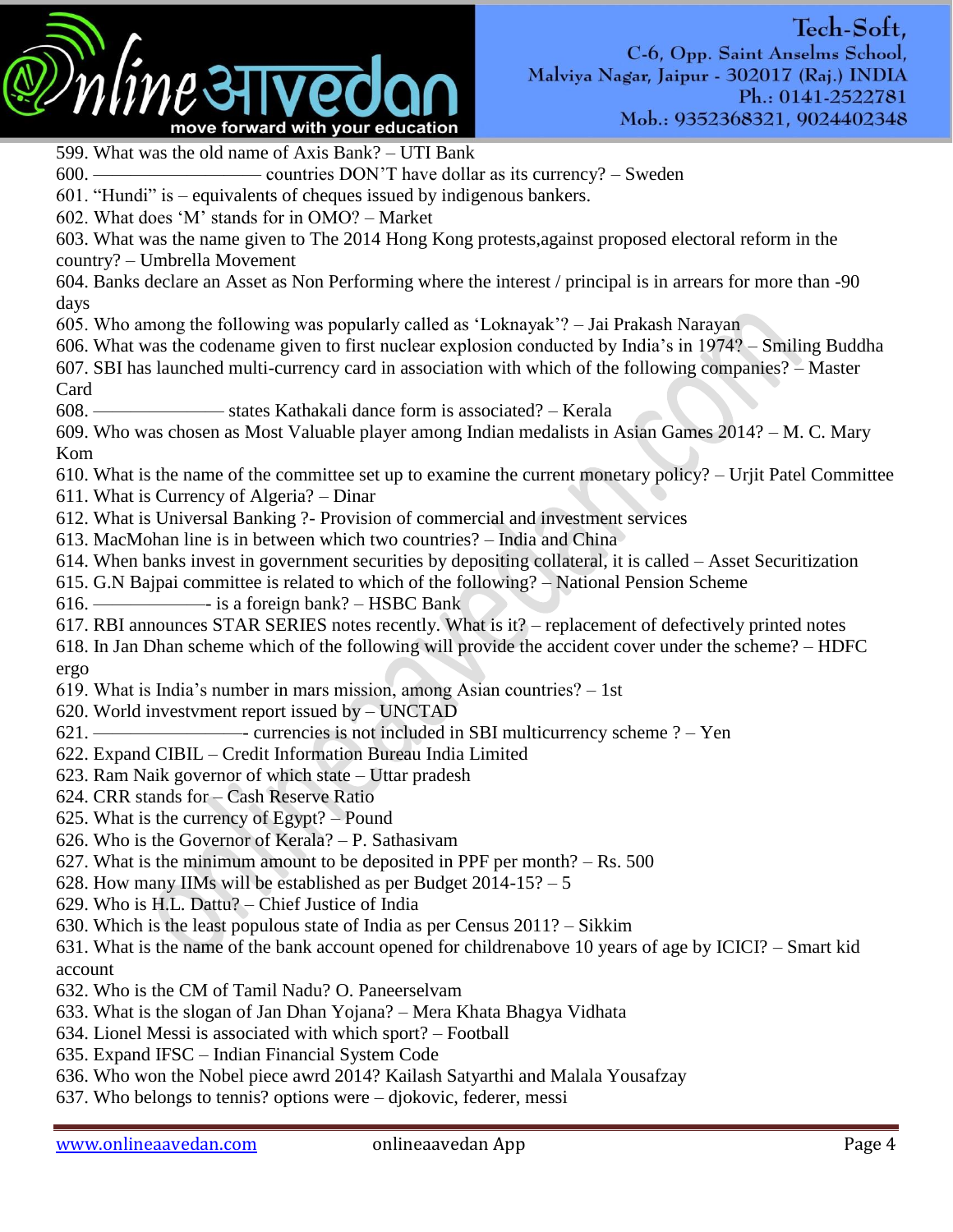599. What was the old name of Axis Bank? – UTI Bank
600. ———————— countries DON'T have dollar as its currency? – Sweden
601. "Hundi" is – equivalents of cheques issued by indigenous bankers.
602. What does 'M' stands for in OMO? – Market
603. What was the name given to The 2014 Hong Kong protests,against proposed electoral reform in the country? – Umbrella Movement
604. Banks declare an Asset as Non Performing where the interest / principal is in arrears for more than -90 days
605. Who among the following was popularly called as 'Loknayak'? – Jai Prakash Narayan
606. What was the codename given to first nuclear explosion conducted by India's in 1974? – Smiling Buddha
607. SBI has launched multi-currency card in association with which of the following companies? – Master Card
608. ——————— states Kathakali dance form is associated? – Kerala
609. Who was chosen as Most Valuable player among Indian medalists in Asian Games 2014? – M. C. Mary Kom
610. What is the name of the committee set up to examine the current monetary policy? – Urjit Patel Committee
611. What is Currency of Algeria? – Dinar
612. What is Universal Banking ?- Provision of commercial and investment services
613. MacMohan line is in between which two countries? – India and China
614. When banks invest in government securities by depositing collateral, it is called – Asset Securitization
615. G.N Bajpai committee is related to which of the following? – National Pension Scheme
616. ——————- is a foreign bank? – HSBC Bank
617. RBI announces STAR SERIES notes recently. What is it? – replacement of defectively printed notes
618. In Jan Dhan scheme which of the following will provide the accident cover under the scheme? – HDFC ergo
619. What is India's number in mars mission, among Asian countries? – 1st
620. World investvment report issued by – UNCTAD
621. ————————- currencies is not included in SBI multicurrency scheme ? – Yen
622. Expand CIBIL – Credit Information Bureau India Limited
623. Ram Naik governor of which state – Uttar pradesh
624. CRR stands for – Cash Reserve Ratio
625. What is the currency of Egypt? – Pound
626. Who is the Governor of Kerala? – P. Sathasivam
627. What is the minimum amount to be deposited in PPF per month? – Rs. 500
628. How many IIMs will be established as per Budget 2014-15? – 5
629. Who is H.L. Dattu? – Chief Justice of India
630. Which is the least populous state of India as per Census 2011? – Sikkim
631. What is the name of the bank account opened for childrenabove 10 years of age by ICICI? – Smart kid account
632. Who is the CM of Tamil Nadu? O. Paneerselvam
633. What is the slogan of Jan Dhan Yojana? – Mera Khata Bhagya Vidhata
634. Lionel Messi is associated with which sport? – Football
635. Expand IFSC – Indian Financial System Code
636. Who won the Nobel piece awrd 2014? Kailash Satyarthi and Malala Yousafzay
637. Who belongs to tennis? options were – djokovic, federer, messi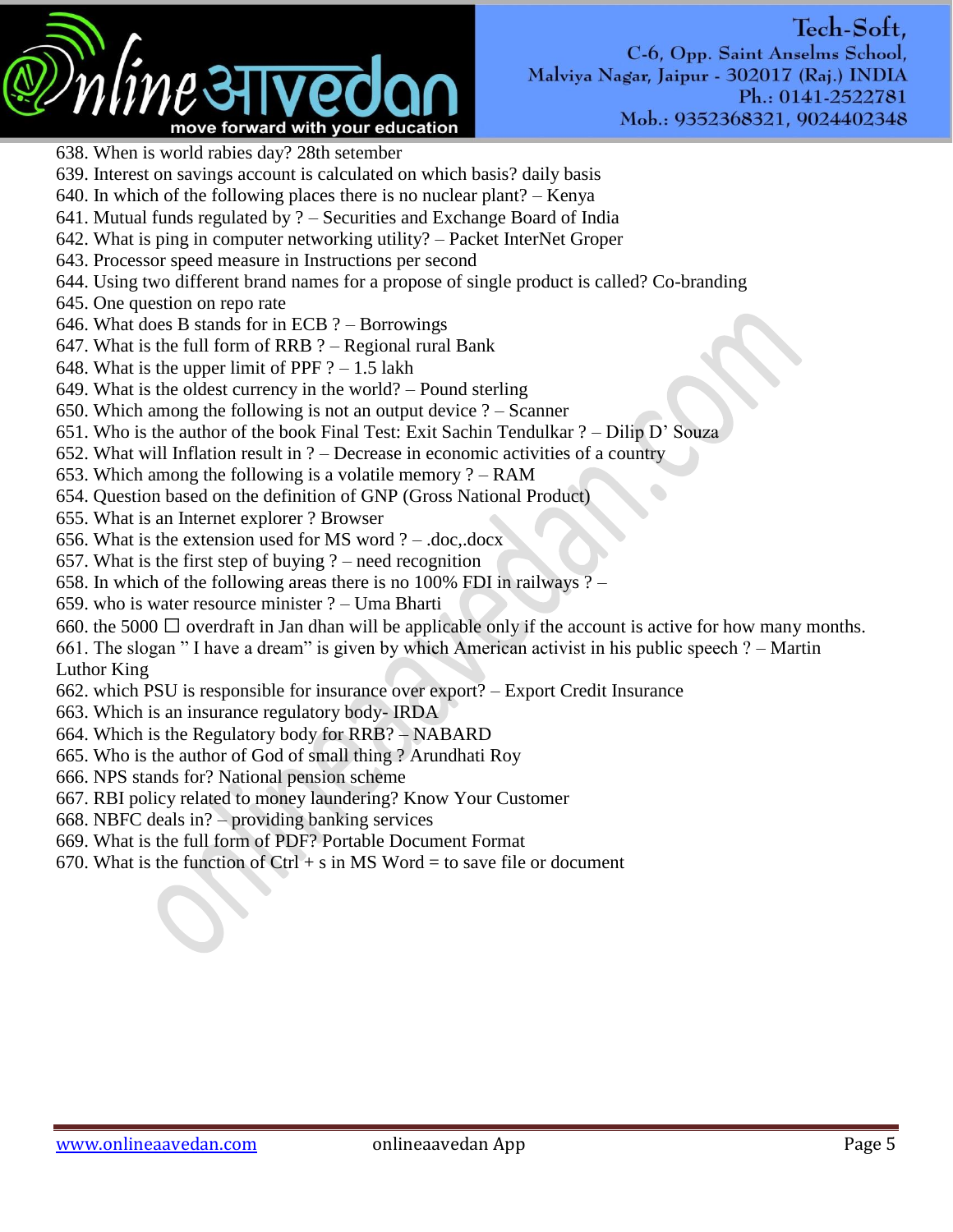638. When is world rabies day? 28th setember
639. Interest on savings account is calculated on which basis? daily basis
640. In which of the following places there is no nuclear plant? – Kenya
641. Mutual funds regulated by ? – Securities and Exchange Board of India
642. What is ping in computer networking utility? – Packet InterNet Groper
643. Processor speed measure in Instructions per second
644. Using two different brand names for a propose of single product is called? Co-branding
645. One question on repo rate
646. What does B stands for in ECB ? – Borrowings
647. What is the full form of RRB ? – Regional rural Bank
648. What is the upper limit of PPF ? – 1.5 lakh
649. What is the oldest currency in the world? – Pound sterling
650. Which among the following is not an output device ? – Scanner
651. Who is the author of the book Final Test: Exit Sachin Tendulkar ? – Dilip D' Souza
652. What will Inflation result in ? – Decrease in economic activities of a country
653. Which among the following is a volatile memory ? – RAM
654. Question based on the definition of GNP (Gross National Product)
655. What is an Internet explorer ? Browser
656. What is the extension used for MS word ? – .doc,.docx
657. What is the first step of buying ? – need recognition
658. In which of the following areas there is no 100% FDI in railways ? –
659. who is water resource minister ? – Uma Bharti
660. the 5000 ☐ overdraft in Jan dhan will be applicable only if the account is active for how many months.
661. The slogan " I have a dream" is given by which American activist in his public speech ? – Martin Luther King
662. which PSU is responsible for insurance over export? – Export Credit Insurance
663. Which is an insurance regulatory body- IRDA
664. Which is the Regulatory body for RRB? – NABARD
665. Who is the author of God of small thing ? Arundhati Roy
666. NPS stands for? National pension scheme
667. RBI policy related to money laundering? Know Your Customer
668. NBFC deals in? – providing banking services
669. What is the full form of PDF? Portable Document Format
670. What is the function of Ctrl + s in MS Word = to save file or document